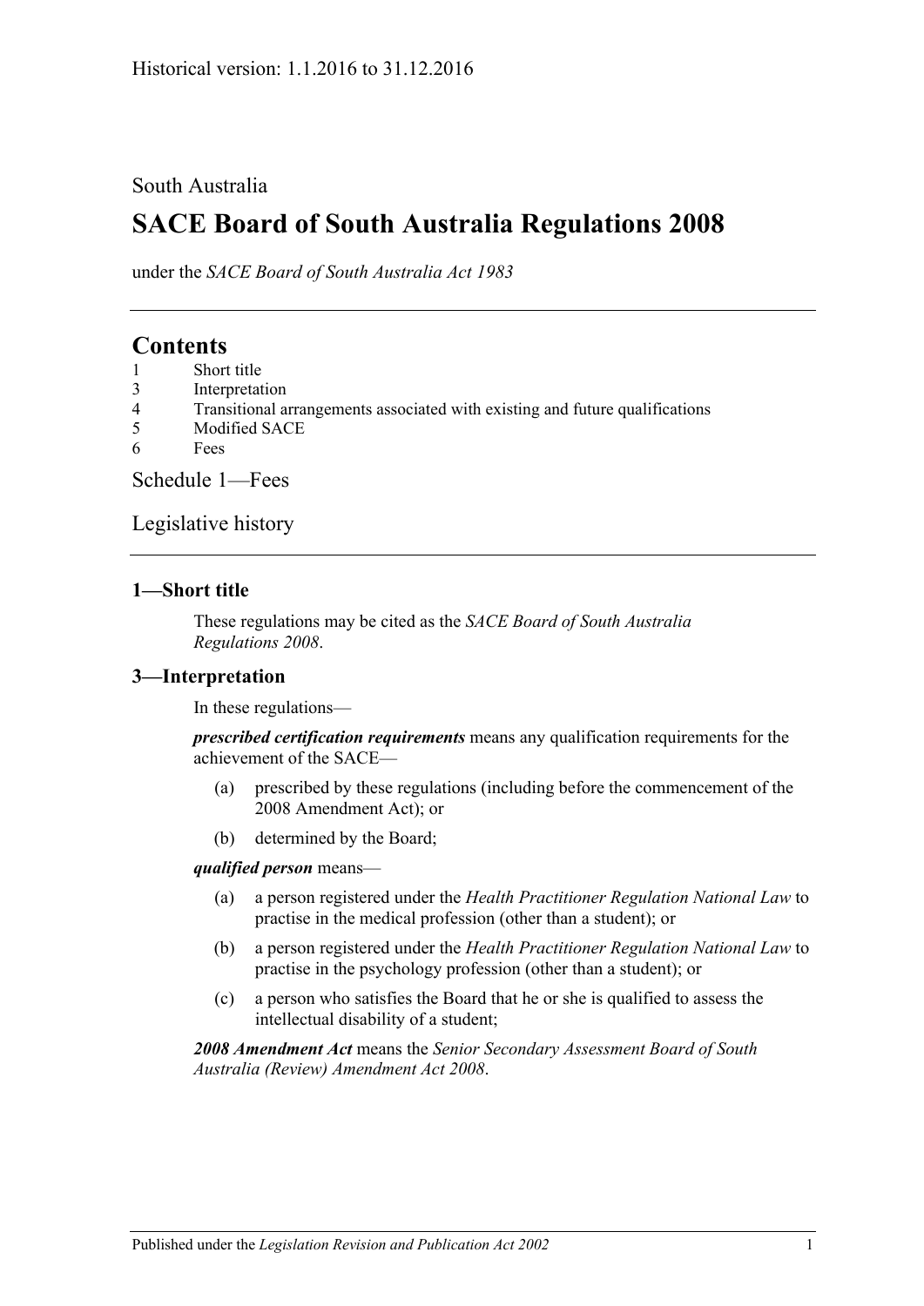Historical version: 1.1.2016 to 31.12.2016

South Australia

# SACE Board of South Australia Regulations 2008

under the *SACE Board of South Australia Act 1983*

## Contents

1 Short title
3 Interpretation
4 Transitional arrangements associated with existing and future qualifications
5 Modified SACE
6 Fees

Schedule 1—Fees

Legislative history

### 1—Short title

These regulations may be cited as the *SACE Board of South Australia Regulations 2008*.

### 3—Interpretation

In these regulations—

***prescribed certification requirements*** means any qualification requirements for the achievement of the SACE—

(a) prescribed by these regulations (including before the commencement of the 2008 Amendment Act); or

(b) determined by the Board;

***qualified person*** means—

(a) a person registered under the *Health Practitioner Regulation National Law* to practise in the medical profession (other than a student); or

(b) a person registered under the *Health Practitioner Regulation National Law* to practise in the psychology profession (other than a student); or

(c) a person who satisfies the Board that he or she is qualified to assess the intellectual disability of a student;

***2008 Amendment Act*** means the *Senior Secondary Assessment Board of South Australia (Review) Amendment Act 2008*.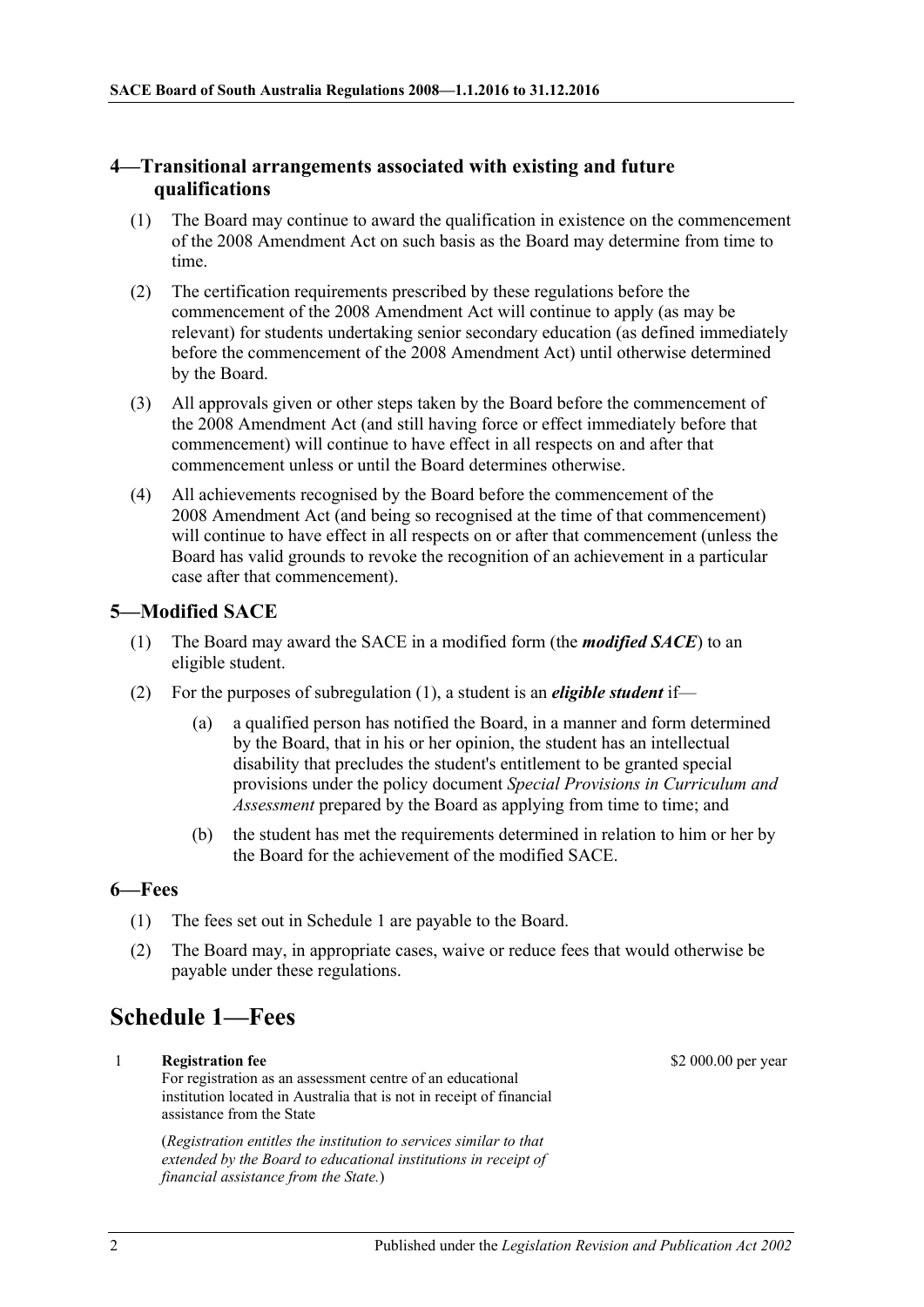## 4—Transitional arrangements associated with existing and future qualifications

(1) The Board may continue to award the qualification in existence on the commencement of the 2008 Amendment Act on such basis as the Board may determine from time to time.

(2) The certification requirements prescribed by these regulations before the commencement of the 2008 Amendment Act will continue to apply (as may be relevant) for students undertaking senior secondary education (as defined immediately before the commencement of the 2008 Amendment Act) until otherwise determined by the Board.

(3) All approvals given or other steps taken by the Board before the commencement of the 2008 Amendment Act (and still having force or effect immediately before that commencement) will continue to have effect in all respects on and after that commencement unless or until the Board determines otherwise.

(4) All achievements recognised by the Board before the commencement of the 2008 Amendment Act (and being so recognised at the time of that commencement) will continue to have effect in all respects on or after that commencement (unless the Board has valid grounds to revoke the recognition of an achievement in a particular case after that commencement).

## 5—Modified SACE

(1) The Board may award the SACE in a modified form (the ***modified SACE***) to an eligible student.

(2) For the purposes of subregulation (1), a student is an ***eligible student*** if—

(a) a qualified person has notified the Board, in a manner and form determined by the Board, that in his or her opinion, the student has an intellectual disability that precludes the student's entitlement to be granted special provisions under the policy document *Special Provisions in Curriculum and Assessment* prepared by the Board as applying from time to time; and

(b) the student has met the requirements determined in relation to him or her by the Board for the achievement of the modified SACE.

## 6—Fees

(1) The fees set out in Schedule 1 are payable to the Board.

(2) The Board may, in appropriate cases, waive or reduce fees that would otherwise be payable under these regulations.

# Schedule 1—Fees

| | | |
|---|---|---|
| 1 | **Registration fee**<br>For registration as an assessment centre of an educational institution located in Australia that is not in receipt of financial assistance from the State<br><br>(*Registration entitles the institution to services similar to that extended by the Board to educational institutions in receipt of financial assistance from the State.*) | \$2 000.00 per year |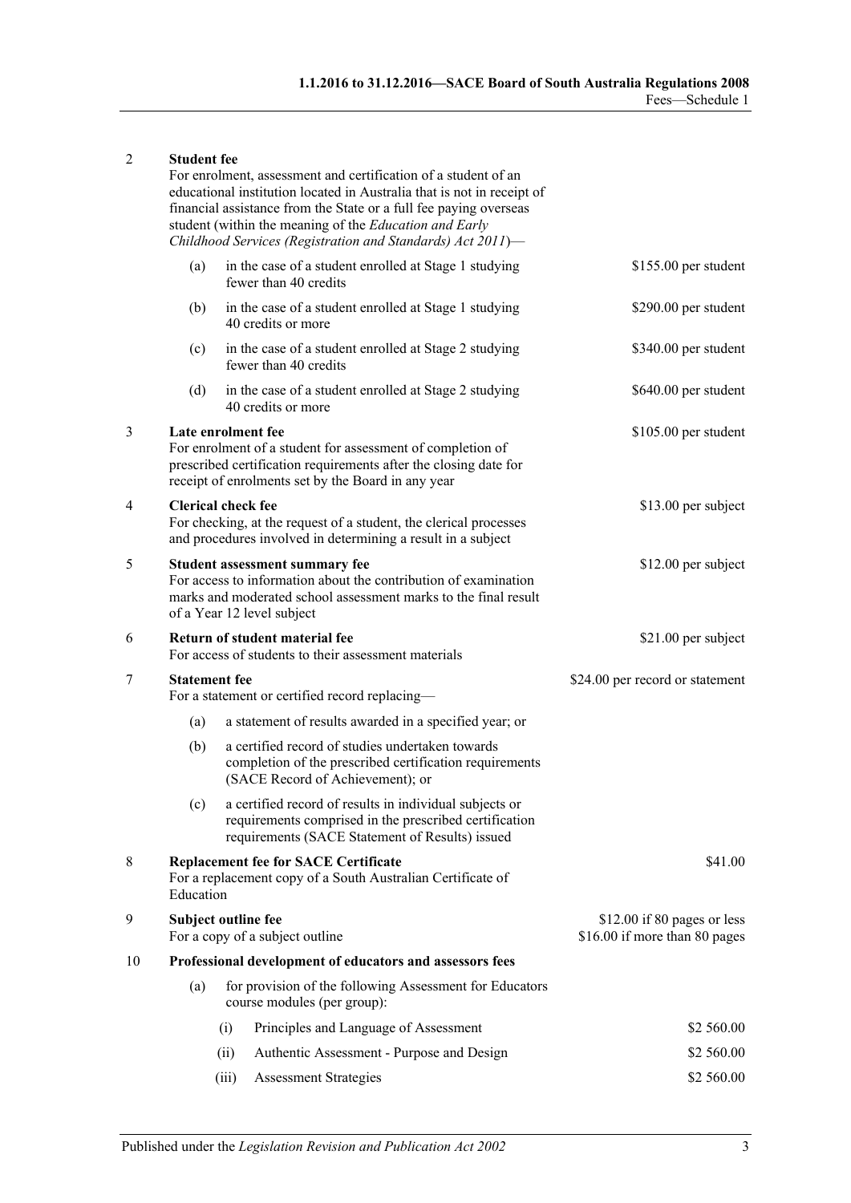| | | |
|---|---|---|
| 2 | **Student fee**<br>For enrolment, assessment and certification of a student of an educational institution located in Australia that is not in receipt of financial assistance from the State or a full fee paying overseas student (within the meaning of the *Education and Early Childhood Services (Registration and Standards) Act 2011*)— | |
| | (a) in the case of a student enrolled at Stage 1 studying fewer than 40 credits | $155.00 per student |
| | (b) in the case of a student enrolled at Stage 1 studying 40 credits or more | $290.00 per student |
| | (c) in the case of a student enrolled at Stage 2 studying fewer than 40 credits | $340.00 per student |
| | (d) in the case of a student enrolled at Stage 2 studying 40 credits or more | $640.00 per student |
| 3 | **Late enrolment fee**<br>For enrolment of a student for assessment of completion of prescribed certification requirements after the closing date for receipt of enrolments set by the Board in any year | $105.00 per student |
| 4 | **Clerical check fee**<br>For checking, at the request of a student, the clerical processes and procedures involved in determining a result in a subject | $13.00 per subject |
| 5 | **Student assessment summary fee**<br>For access to information about the contribution of examination marks and moderated school assessment marks to the final result of a Year 12 level subject | $12.00 per subject |
| 6 | **Return of student material fee**<br>For access of students to their assessment materials | $21.00 per subject |
| 7 | **Statement fee**<br>For a statement or certified record replacing— | $24.00 per record or statement |
| | (a) a statement of results awarded in a specified year; or | |
| | (b) a certified record of studies undertaken towards completion of the prescribed certification requirements (SACE Record of Achievement); or | |
| | (c) a certified record of results in individual subjects or requirements comprised in the prescribed certification requirements (SACE Statement of Results) issued | |
| 8 | **Replacement fee for SACE Certificate**<br>For a replacement copy of a South Australian Certificate of Education | $41.00 |
| 9 | **Subject outline fee**<br>For a copy of a subject outline | $12.00 if 80 pages or less<br>$16.00 if more than 80 pages |
| 10 | **Professional development of educators and assessors fees** | |
| | (a) for provision of the following Assessment for Educators course modules (per group): | |
| | (i) Principles and Language of Assessment | $2 560.00 |
| | (ii) Authentic Assessment - Purpose and Design | $2 560.00 |
| | (iii) Assessment Strategies | $2 560.00 |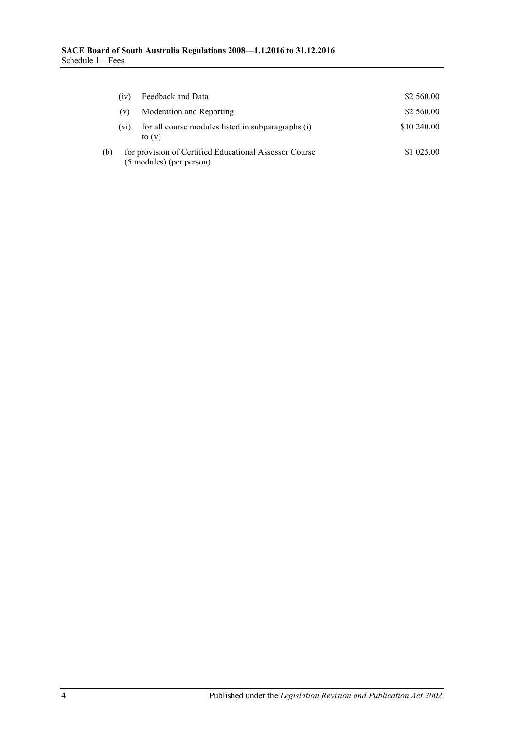| | | | |
|---|---|---|---|
| | (iv) | Feedback and Data | \$2 560.00 |
| | (v) | Moderation and Reporting | \$2 560.00 |
| | (vi) | for all course modules listed in subparagraphs (i) to (v) | \$10 240.00 |
| (b) | | for provision of Certified Educational Assessor Course (5 modules) (per person) | \$1 025.00 |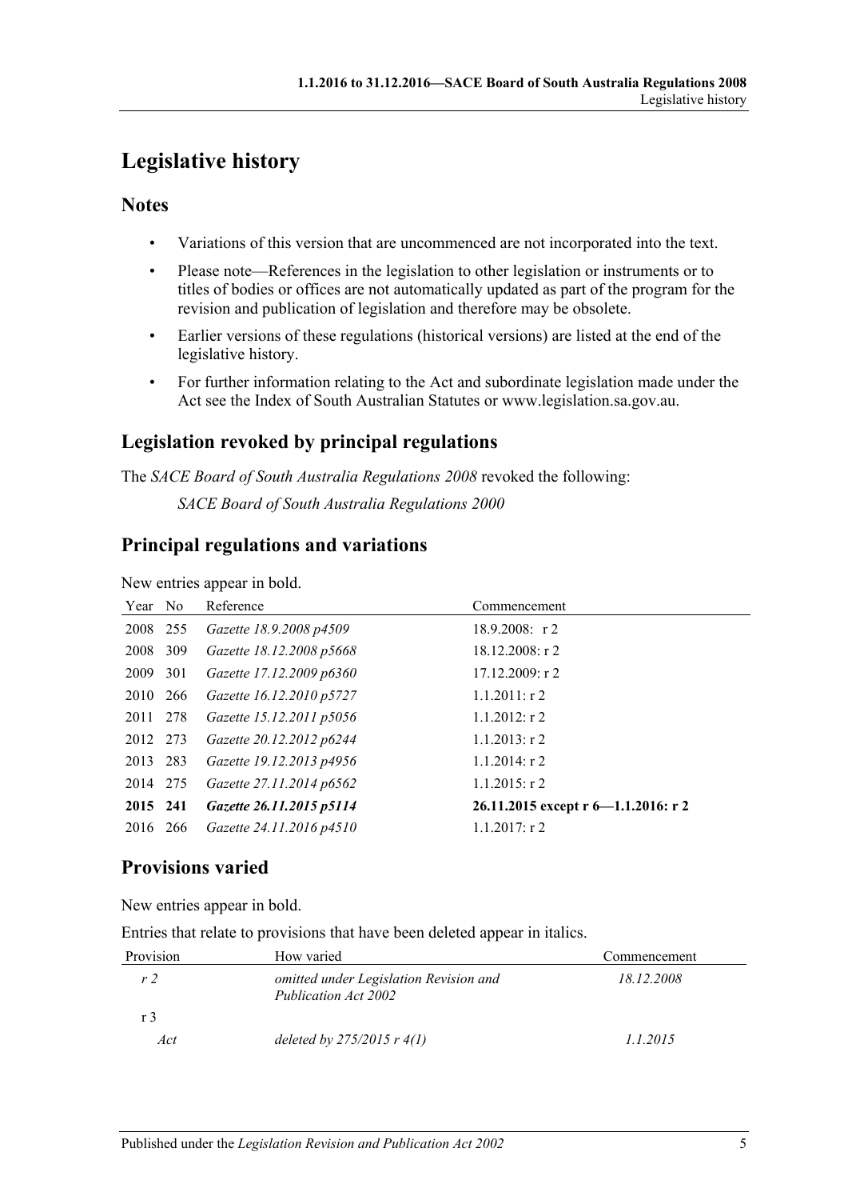# Legislative history

## Notes

- Variations of this version that are uncommenced are not incorporated into the text.
- Please note—References in the legislation to other legislation or instruments or to titles of bodies or offices are not automatically updated as part of the program for the revision and publication of legislation and therefore may be obsolete.
- Earlier versions of these regulations (historical versions) are listed at the end of the legislative history.
- For further information relating to the Act and subordinate legislation made under the Act see the Index of South Australian Statutes or www.legislation.sa.gov.au.

## Legislation revoked by principal regulations

The *SACE Board of South Australia Regulations 2008* revoked the following:

*SACE Board of South Australia Regulations 2000*

## Principal regulations and variations

New entries appear in bold.

| Year | No | Reference | Commencement |
|---|---|---|---|
| 2008 | 255 | *Gazette 18.9.2008 p4509* | 18.9.2008: r 2 |
| 2008 | 309 | *Gazette 18.12.2008 p5668* | 18.12.2008: r 2 |
| 2009 | 301 | *Gazette 17.12.2009 p6360* | 17.12.2009: r 2 |
| 2010 | 266 | *Gazette 16.12.2010 p5727* | 1.1.2011: r 2 |
| 2011 | 278 | *Gazette 15.12.2011 p5056* | 1.1.2012: r 2 |
| 2012 | 273 | *Gazette 20.12.2012 p6244* | 1.1.2013: r 2 |
| 2013 | 283 | *Gazette 19.12.2013 p4956* | 1.1.2014: r 2 |
| 2014 | 275 | *Gazette 27.11.2014 p6562* | 1.1.2015: r 2 |
| **2015** | **241** | ***Gazette 26.11.2015 p5114*** | **26.11.2015 except r 6—1.1.2016: r 2** |
| 2016 | 266 | *Gazette 24.11.2016 p4510* | 1.1.2017: r 2 |

## Provisions varied

New entries appear in bold.

Entries that relate to provisions that have been deleted appear in italics.

| Provision | How varied | Commencement |
|---|---|---|
| *r 2* | *omitted under Legislation Revision and Publication Act 2002* | *18.12.2008* |
| r 3 | | |
| *Act* | *deleted by 275/2015 r 4(1)* | *1.1.2015* |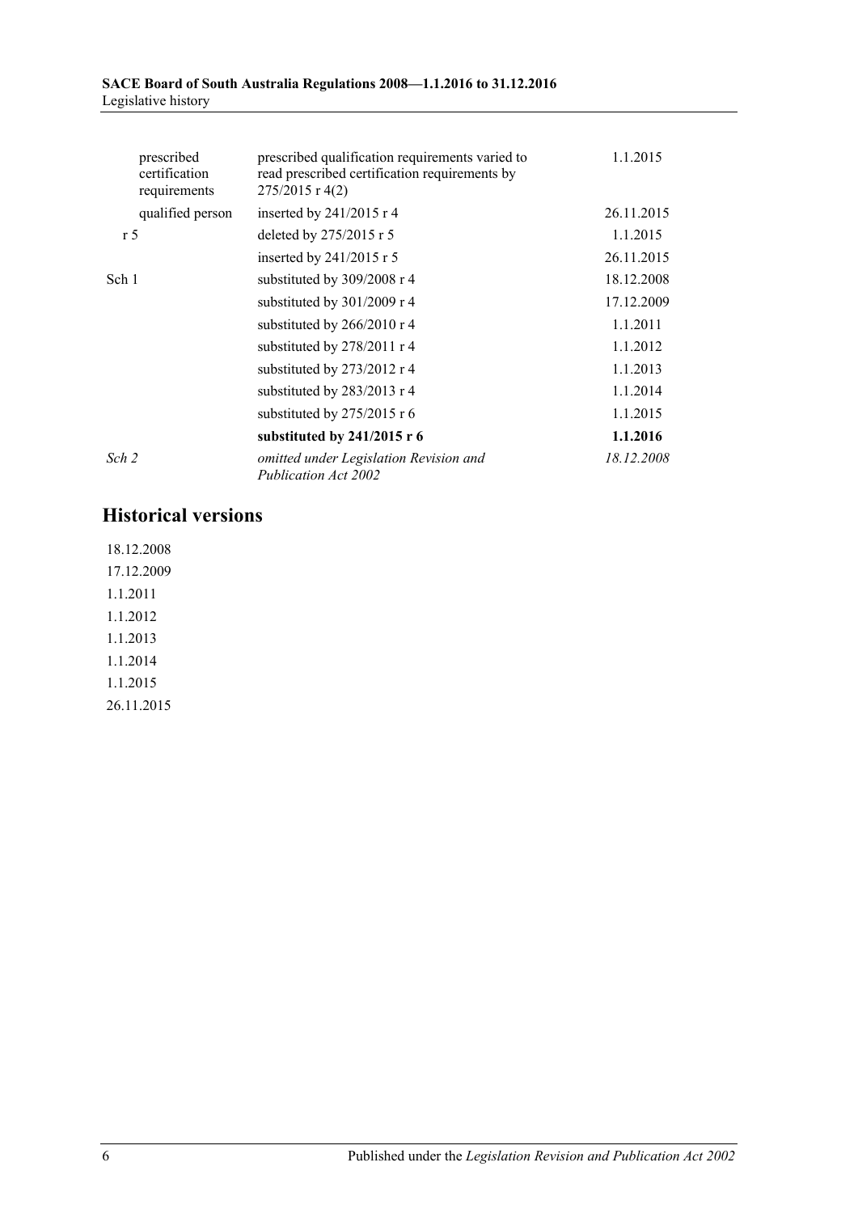| | | |
|---|---|---|
| prescribed certification requirements | prescribed qualification requirements varied to read prescribed certification requirements by 275/2015 r 4(2) | 1.1.2015 |
| qualified person | inserted by 241/2015 r 4 | 26.11.2015 |
| r 5 | deleted by 275/2015 r 5 | 1.1.2015 |
| | inserted by 241/2015 r 5 | 26.11.2015 |
| Sch 1 | substituted by 309/2008 r 4 | 18.12.2008 |
| | substituted by 301/2009 r 4 | 17.12.2009 |
| | substituted by 266/2010 r 4 | 1.1.2011 |
| | substituted by 278/2011 r 4 | 1.1.2012 |
| | substituted by 273/2012 r 4 | 1.1.2013 |
| | substituted by 283/2013 r 4 | 1.1.2014 |
| | substituted by 275/2015 r 6 | 1.1.2015 |
| | **substituted by 241/2015 r 6** | **1.1.2016** |
| *Sch 2* | *omitted under Legislation Revision and Publication Act 2002* | *18.12.2008* |

## Historical versions

18.12.2008

17.12.2009

1.1.2011

1.1.2012

1.1.2013

1.1.2014

1.1.2015

26.11.2015